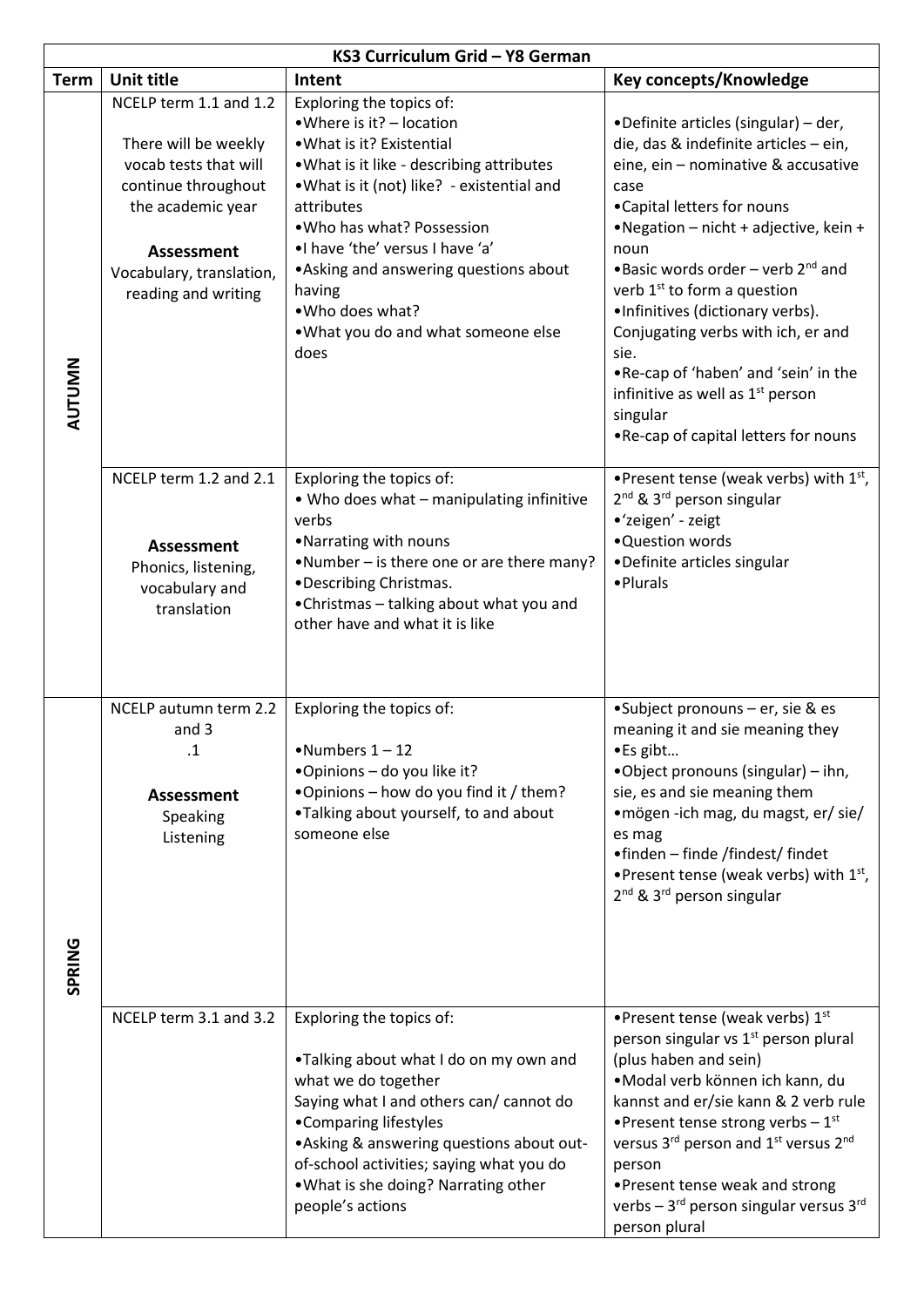| KS3 Curriculum Grid – Y8 German | | | |
|---|---|---|---|
| **Term** | **Unit title** | **Intent** | **Key concepts/Knowledge** |
| **AUTUMN** | NCELP term 1.1 and 1.2<br><br>There will be weekly vocab tests that will continue throughout the academic year<br><br>**Assessment**<br>Vocabulary, translation, reading and writing | Exploring the topics of:<br>•Where is it? – location<br>•What is it? Existential<br>•What is it like - describing attributes<br>•What is it (not) like? - existential and attributes<br>•Who has what? Possession<br>•I have 'the' versus I have 'a'<br>•Asking and answering questions about having<br>•Who does what?<br>•What you do and what someone else does | •Definite articles (singular) – der, die, das & indefinite articles – ein, eine, ein – nominative & accusative case<br>•Capital letters for nouns<br>•Negation – nicht + adjective, kein + noun<br>•Basic words order – verb 2nd and verb 1st to form a question<br>•Infinitives (dictionary verbs). Conjugating verbs with ich, er and sie.<br>•Re-cap of 'haben' and 'sein' in the infinitive as well as 1st person singular<br>•Re-cap of capital letters for nouns |
| | NCELP term 1.2 and 2.1<br><br>**Assessment**<br>Phonics, listening, vocabulary and translation | Exploring the topics of:<br>• Who does what – manipulating infinitive verbs<br>•Narrating with nouns<br>•Number – is there one or are there many?<br>•Describing Christmas.<br>•Christmas – talking about what you and other have and what it is like | •Present tense (weak verbs) with 1st, 2nd & 3rd person singular<br>•'zeigen' - zeigt<br>•Question words<br>•Definite articles singular<br>•Plurals |
| **SPRING** | NCELP autumn term 2.2 and 3 .1<br><br>**Assessment**<br>Speaking<br>Listening | Exploring the topics of:<br><br>•Numbers 1 – 12<br>•Opinions – do you like it?<br>•Opinions – how do you find it / them?<br>•Talking about yourself, to and about someone else | •Subject pronouns – er, sie & es meaning it and sie meaning they<br>•Es gibt…<br>•Object pronouns (singular) – ihn, sie, es and sie meaning them<br>•mögen -ich mag, du magst, er/ sie/ es mag<br>•finden – finde /findest/ findet<br>•Present tense (weak verbs) with 1st, 2nd & 3rd person singular |
| | NCELP term 3.1 and 3.2 | Exploring the topics of:<br><br>•Talking about what I do on my own and what we do together<br>Saying what I and others can/ cannot do<br>•Comparing lifestyles<br>•Asking & answering questions about out-of-school activities; saying what you do<br>•What is she doing? Narrating other people's actions | •Present tense (weak verbs) 1st person singular vs 1st person plural (plus haben and sein)<br>•Modal verb können ich kann, du kannst and er/sie kann & 2 verb rule<br>•Present tense strong verbs – 1st versus 3rd person and 1st versus 2nd person<br>•Present tense weak and strong verbs – 3rd person singular versus 3rd person plural |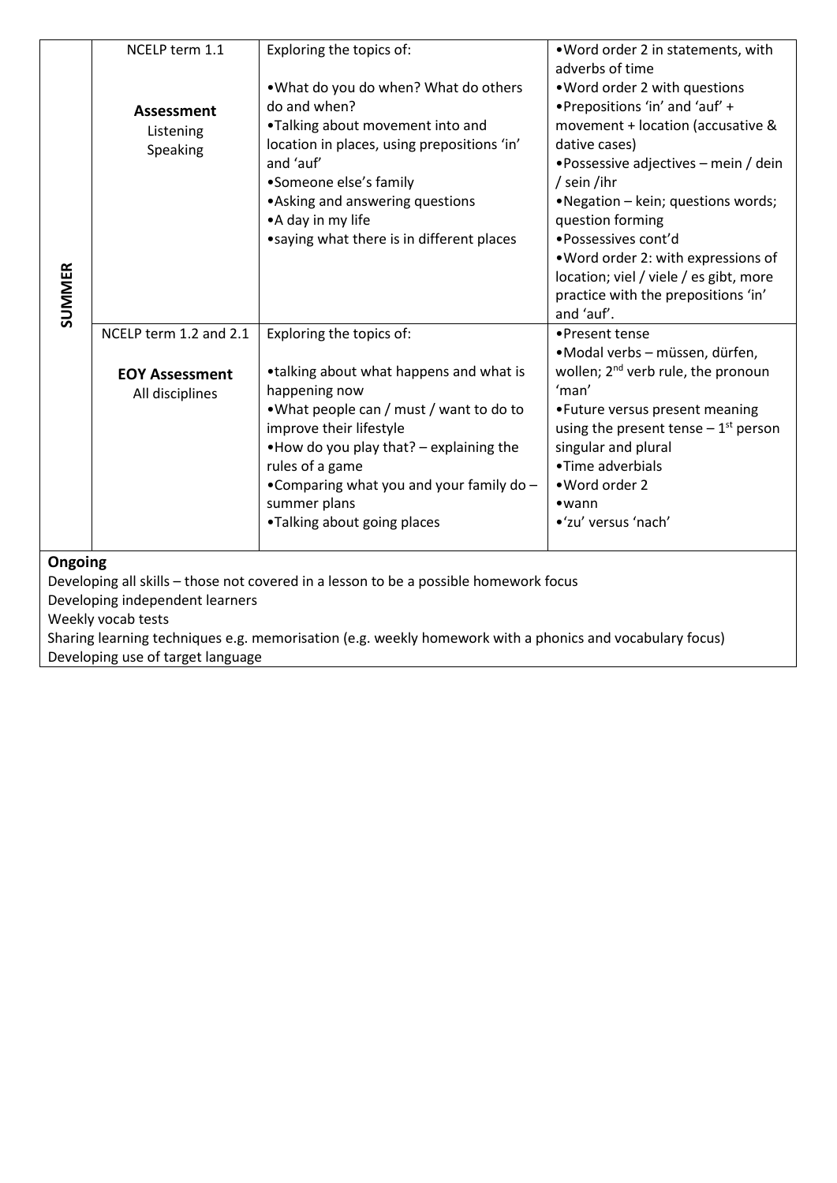| | | | |
|---|---|---|---|
| **SUMMER** | NCELP term 1.1<br><br>**Assessment**<br>Listening<br>Speaking | Exploring the topics of:<br><br>•What do you do when? What do others do and when?<br>•Talking about movement into and location in places, using prepositions 'in' and 'auf'<br>•Someone else's family<br>•Asking and answering questions<br>•A day in my life<br>•saying what there is in different places | •Word order 2 in statements, with adverbs of time<br>•Word order 2 with questions<br>•Prepositions 'in' and 'auf' + movement + location (accusative & dative cases)<br>•Possessive adjectives – mein / dein / sein /ihr<br>•Negation – kein; questions words; question forming<br>•Possessives cont'd<br>•Word order 2: with expressions of location; viel / viele / es gibt, more practice with the prepositions 'in' and 'auf'. |
| | NCELP term 1.2 and 2.1<br><br>**EOY Assessment**<br>All disciplines | Exploring the topics of:<br><br>•talking about what happens and what is happening now<br>•What people can / must / want to do to improve their lifestyle<br>•How do you play that? – explaining the rules of a game<br>•Comparing what you and your family do – summer plans<br>•Talking about going places | •Present tense<br>•Modal verbs – müssen, dürfen, wollen; 2nd verb rule, the pronoun 'man'<br>•Future versus present meaning using the present tense – 1st person singular and plural<br>•Time adverbials<br>•Word order 2<br>•wann<br>•'zu' versus 'nach' |

**Ongoing**

Developing all skills – those not covered in a lesson to be a possible homework focus
Developing independent learners
Weekly vocab tests
Sharing learning techniques e.g. memorisation (e.g. weekly homework with a phonics and vocabulary focus)
Developing use of target language